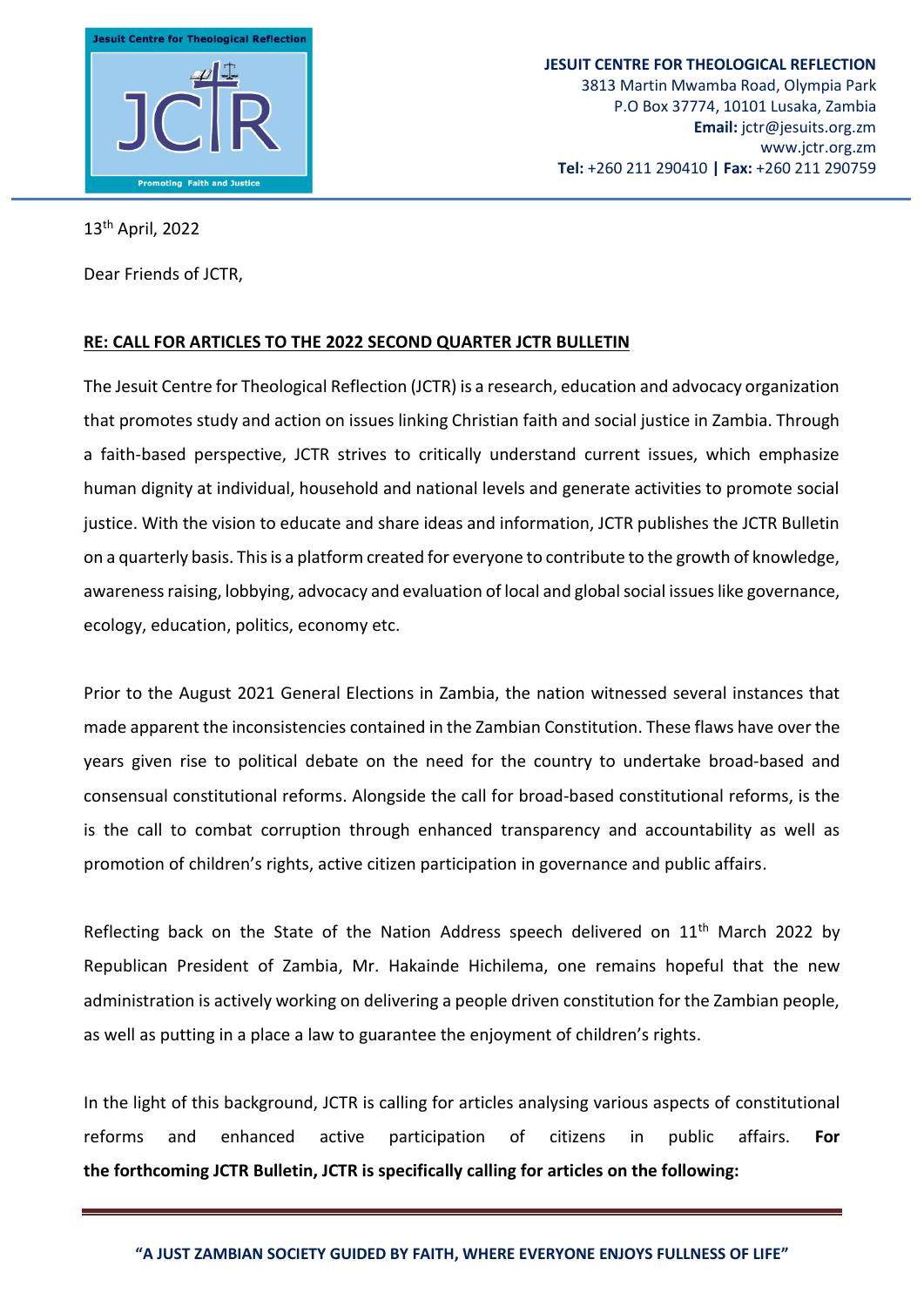**JESUIT CENTRE FOR THEOLOGICAL REFLECTION**
3813 Martin Mwamba Road, Olympia Park
P.O Box 37774, 10101 Lusaka, Zambia
**Email:** jctr@jesuits.org.zm
www.jctr.org.zm
**Tel:** +260 211 290410 **|** **Fax:** +260 211 290759

13th April, 2022

Dear Friends of JCTR,

**RE: CALL FOR ARTICLES TO THE 2022 SECOND QUARTER JCTR BULLETIN**

The Jesuit Centre for Theological Reflection (JCTR) is a research, education and advocacy organization that promotes study and action on issues linking Christian faith and social justice in Zambia. Through a faith-based perspective, JCTR strives to critically understand current issues, which emphasize human dignity at individual, household and national levels and generate activities to promote social justice. With the vision to educate and share ideas and information, JCTR publishes the JCTR Bulletin on a quarterly basis. This is a platform created for everyone to contribute to the growth of knowledge, awareness raising, lobbying, advocacy and evaluation of local and global social issues like governance, ecology, education, politics, economy etc.

Prior to the August 2021 General Elections in Zambia, the nation witnessed several instances that made apparent the inconsistencies contained in the Zambian Constitution. These flaws have over the years given rise to political debate on the need for the country to undertake broad-based and consensual constitutional reforms. Alongside the call for broad-based constitutional reforms, is the is the call to combat corruption through enhanced transparency and accountability as well as promotion of children's rights, active citizen participation in governance and public affairs.

Reflecting back on the State of the Nation Address speech delivered on 11th March 2022 by Republican President of Zambia, Mr. Hakainde Hichilema, one remains hopeful that the new administration is actively working on delivering a people driven constitution for the Zambian people, as well as putting in a place a law to guarantee the enjoyment of children's rights.

In the light of this background, JCTR is calling for articles analysing various aspects of constitutional reforms and enhanced active participation of citizens in public affairs. **For the forthcoming JCTR Bulletin, JCTR is specifically calling for articles on the following:**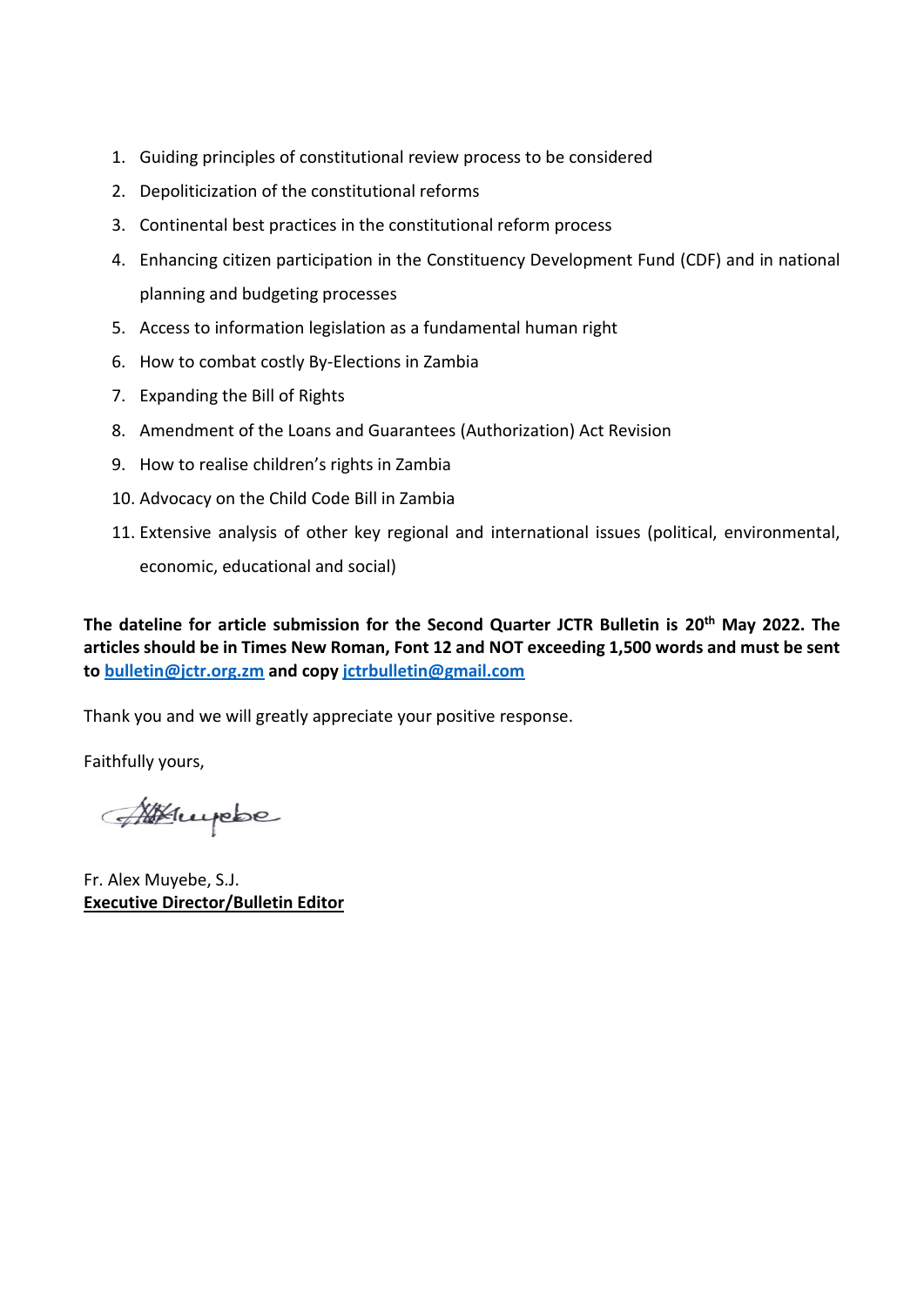1. Guiding principles of constitutional review process to be considered
2. Depoliticization of the constitutional reforms
3. Continental best practices in the constitutional reform process
4. Enhancing citizen participation in the Constituency Development Fund (CDF) and in national planning and budgeting processes
5. Access to information legislation as a fundamental human right
6. How to combat costly By-Elections in Zambia
7. Expanding the Bill of Rights
8. Amendment of the Loans and Guarantees (Authorization) Act Revision
9. How to realise children's rights in Zambia
10. Advocacy on the Child Code Bill in Zambia
11. Extensive analysis of other key regional and international issues (political, environmental, economic, educational and social)

**The dateline for article submission for the Second Quarter JCTR Bulletin is 20th May 2022. The articles should be in Times New Roman, Font 12 and NOT exceeding 1,500 words and must be sent to bulletin@jctr.org.zm and copy jctrbulletin@gmail.com**

Thank you and we will greatly appreciate your positive response.

Faithfully yours,

Fr. Alex Muyebe, S.J.
**Executive Director/Bulletin Editor**